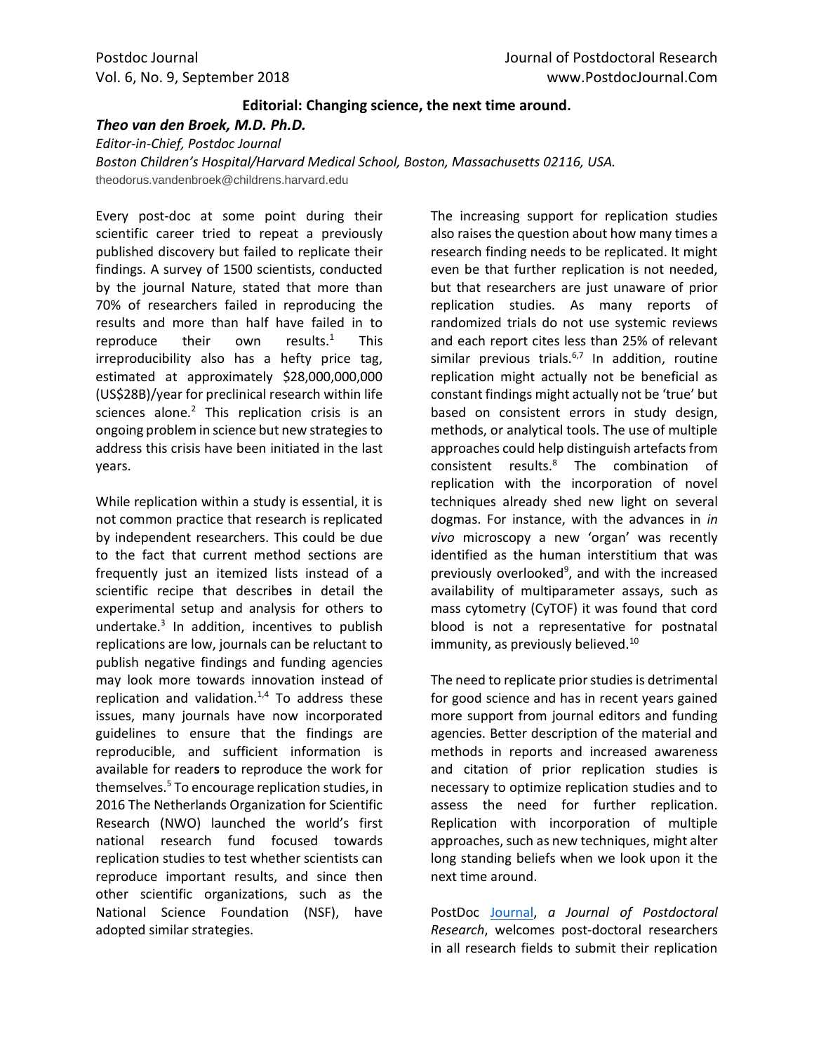# Editorial: Changing science, the next time around.

***Theo van den Broek, M.D. Ph.D.***

*Editor-in-Chief, Postdoc Journal*

*Boston Children's Hospital/Harvard Medical School, Boston, Massachusetts 02116, USA.*

theodorus.vandenbroek@childrens.harvard.edu

Every post-doc at some point during their scientific career tried to repeat a previously published discovery but failed to replicate their findings. A survey of 1500 scientists, conducted by the journal Nature, stated that more than 70% of researchers failed in reproducing the results and more than half have failed in to reproduce their own results.[1] This irreproducibility also has a hefty price tag, estimated at approximately $28,000,000,000 (US$28B)/year for preclinical research within life sciences alone.[2] This replication crisis is an ongoing problem in science but new strategies to address this crisis have been initiated in the last years.

While replication within a study is essential, it is not common practice that research is replicated by independent researchers. This could be due to the fact that current method sections are frequently just an itemized lists instead of a scientific recipe that describe**s** in detail the experimental setup and analysis for others to undertake.[3] In addition, incentives to publish replications are low, journals can be reluctant to publish negative findings and funding agencies may look more towards innovation instead of replication and validation.[1,4] To address these issues, many journals have now incorporated guidelines to ensure that the findings are reproducible, and sufficient information is available for reader**s** to reproduce the work for themselves.[5] To encourage replication studies, in 2016 The Netherlands Organization for Scientific Research (NWO) launched the world's first national research fund focused towards replication studies to test whether scientists can reproduce important results, and since then other scientific organizations, such as the National Science Foundation (NSF), have adopted similar strategies.

The increasing support for replication studies also raises the question about how many times a research finding needs to be replicated. It might even be that further replication is not needed, but that researchers are just unaware of prior replication studies. As many reports of randomized trials do not use systemic reviews and each report cites less than 25% of relevant similar previous trials.[6,7] In addition, routine replication might actually not be beneficial as constant findings might actually not be 'true' but based on consistent errors in study design, methods, or analytical tools. The use of multiple approaches could help distinguish artefacts from consistent results.[8] The combination of replication with the incorporation of novel techniques already shed new light on several dogmas. For instance, with the advances in *in vivo* microscopy a new 'organ' was recently identified as the human interstitium that was previously overlooked[9], and with the increased availability of multiparameter assays, such as mass cytometry (CyTOF) it was found that cord blood is not a representative for postnatal immunity, as previously believed.[10]

The need to replicate prior studies is detrimental for good science and has in recent years gained more support from journal editors and funding agencies. Better description of the material and methods in reports and increased awareness and citation of prior replication studies is necessary to optimize replication studies and to assess the need for further replication. Replication with incorporation of multiple approaches, such as new techniques, might alter long standing beliefs when we look upon it the next time around.

PostDoc Journal, *a Journal of Postdoctoral Research*, welcomes post-doctoral researchers in all research fields to submit their replication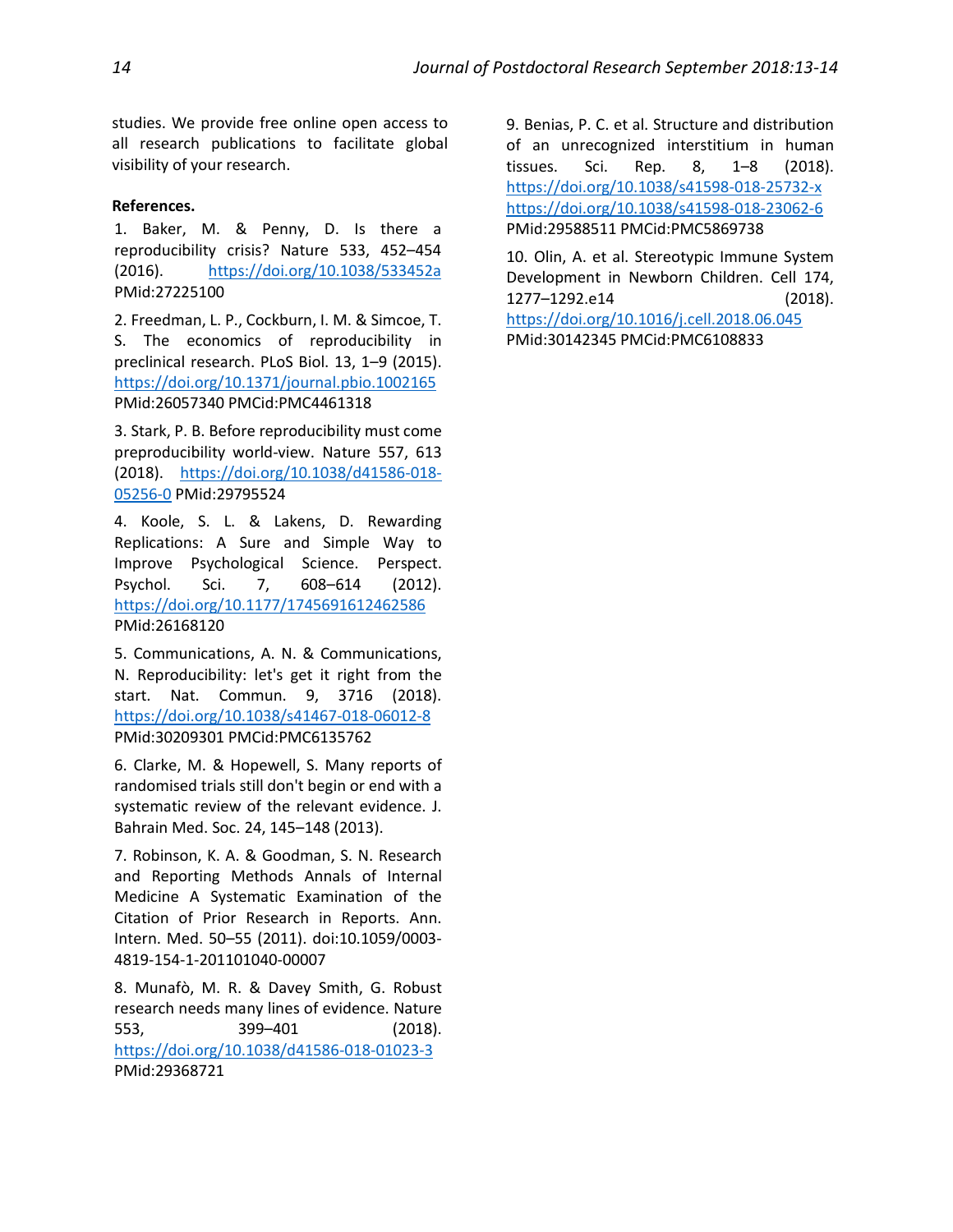studies. We provide free online open access to all research publications to facilitate global visibility of your research.

**References.**

1. Baker, M. & Penny, D. Is there a reproducibility crisis? Nature 533, 452–454 (2016). https://doi.org/10.1038/533452a PMid:27225100

2. Freedman, L. P., Cockburn, I. M. & Simcoe, T. S. The economics of reproducibility in preclinical research. PLoS Biol. 13, 1–9 (2015). https://doi.org/10.1371/journal.pbio.1002165 PMid:26057340 PMCid:PMC4461318

3. Stark, P. B. Before reproducibility must come preproducibility world-view. Nature 557, 613 (2018). https://doi.org/10.1038/d41586-018-05256-0 PMid:29795524

4. Koole, S. L. & Lakens, D. Rewarding Replications: A Sure and Simple Way to Improve Psychological Science. Perspect. Psychol. Sci. 7, 608–614 (2012). https://doi.org/10.1177/1745691612462586 PMid:26168120

5. Communications, A. N. & Communications, N. Reproducibility: let's get it right from the start. Nat. Commun. 9, 3716 (2018). https://doi.org/10.1038/s41467-018-06012-8 PMid:30209301 PMCid:PMC6135762

6. Clarke, M. & Hopewell, S. Many reports of randomised trials still don't begin or end with a systematic review of the relevant evidence. J. Bahrain Med. Soc. 24, 145–148 (2013).

7. Robinson, K. A. & Goodman, S. N. Research and Reporting Methods Annals of Internal Medicine A Systematic Examination of the Citation of Prior Research in Reports. Ann. Intern. Med. 50–55 (2011). doi:10.1059/0003-4819-154-1-201101040-00007

8. Munafò, M. R. & Davey Smith, G. Robust research needs many lines of evidence. Nature 553, 399–401 (2018). https://doi.org/10.1038/d41586-018-01023-3 PMid:29368721

9. Benias, P. C. et al. Structure and distribution of an unrecognized interstitium in human tissues. Sci. Rep. 8, 1–8 (2018). https://doi.org/10.1038/s41598-018-25732-x https://doi.org/10.1038/s41598-018-23062-6 PMid:29588511 PMCid:PMC5869738

10. Olin, A. et al. Stereotypic Immune System Development in Newborn Children. Cell 174, 1277–1292.e14 (2018). https://doi.org/10.1016/j.cell.2018.06.045 PMid:30142345 PMCid:PMC6108833